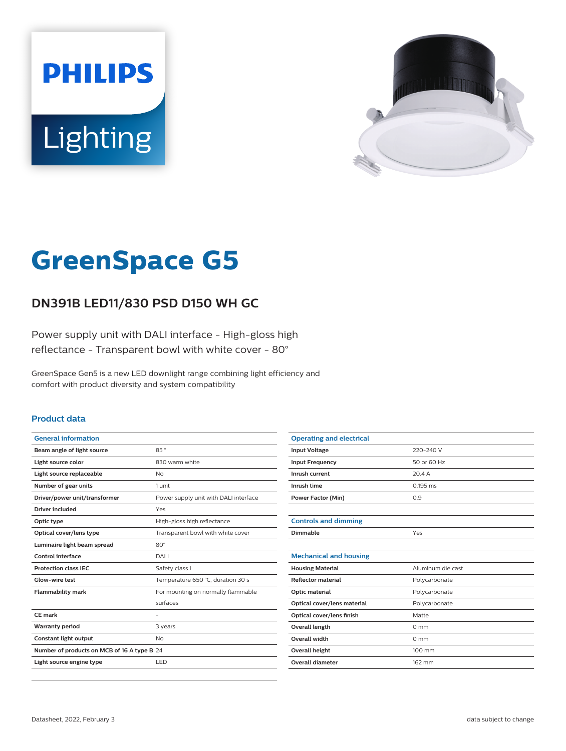PHILIPS

Lighting

# GreenSpace G5

## DN391B LED11/830 PSD D150 WH GC

Power supply unit with DALI interface - High-gloss high reflectance - Transparent bowl with white cover - 80°

GreenSpace Gen5 is a new LED downlight range combining light efficiency and comfort with product diversity and system compatibility

### Product data

| General information | |
|---|---|
| Beam angle of light source | 85 ° |
| Light source color | 830 warm white |
| Light source replaceable | No |
| Number of gear units | 1 unit |
| Driver/power unit/transformer | Power supply unit with DALI interface |
| Driver included | Yes |
| Optic type | High-gloss high reflectance |
| Optical cover/lens type | Transparent bowl with white cover |
| Luminaire light beam spread | 80° |
| Control interface | DALI |
| Protection class IEC | Safety class I |
| Glow-wire test | Temperature 650 °C, duration 30 s |
| Flammability mark | For mounting on normally flammable surfaces |
| CE mark | - |
| Warranty period | 3 years |
| Constant light output | No |
| Number of products on MCB of 16 A type B | 24 |
| Light source engine type | LED |

| Operating and electrical | |
|---|---|
| Input Voltage | 220-240 V |
| Input Frequency | 50 or 60 Hz |
| Inrush current | 20.4 A |
| Inrush time | 0.195 ms |
| Power Factor (Min) | 0.9 |

| Controls and dimming | |
|---|---|
| Dimmable | Yes |

| Mechanical and housing | |
|---|---|
| Housing Material | Aluminum die cast |
| Reflector material | Polycarbonate |
| Optic material | Polycarbonate |
| Optical cover/lens material | Polycarbonate |
| Optical cover/lens finish | Matte |
| Overall length | 0 mm |
| Overall width | 0 mm |
| Overall height | 100 mm |
| Overall diameter | 162 mm |

Datasheet, 2022, February 3 data subject to change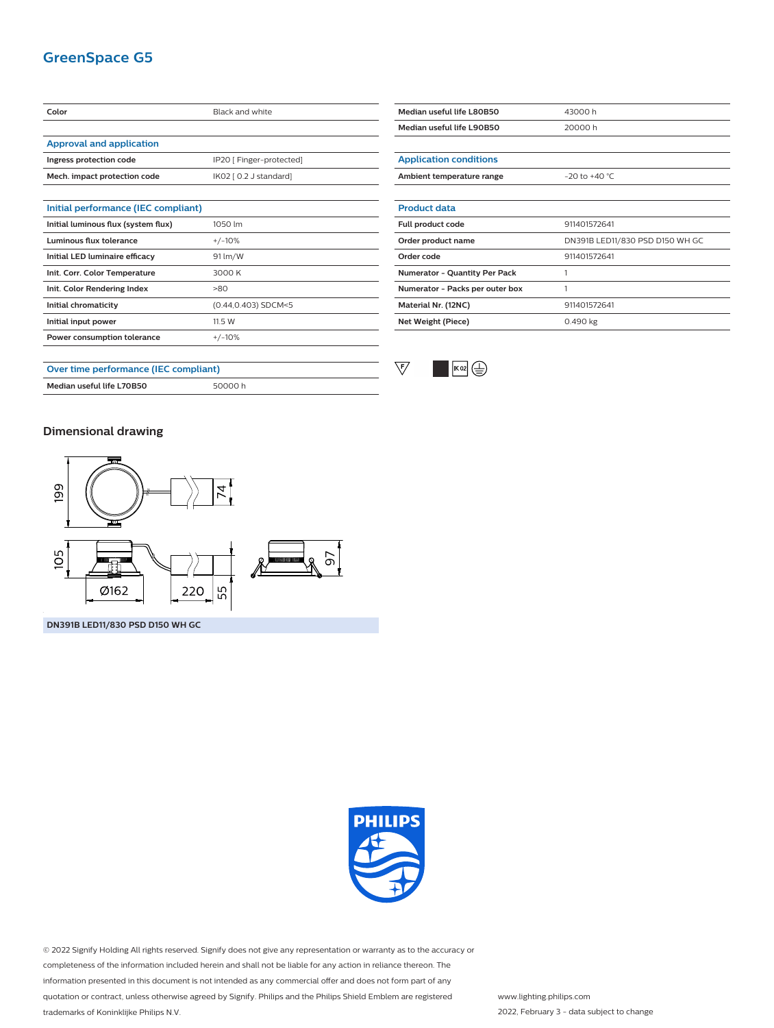# GreenSpace G5

| | |
|---|---|
| Color | Black and white |

## Approval and application

| | |
|---|---|
| Ingress protection code | IP20 [ Finger-protected] |
| Mech. impact protection code | IK02 [ 0.2 J standard] |

## Initial performance (IEC compliant)

| | |
|---|---|
| Initial luminous flux (system flux) | 1050 lm |
| Luminous flux tolerance | +/-10% |
| Initial LED luminaire efficacy | 91 lm/W |
| Init. Corr. Color Temperature | 3000 K |
| Init. Color Rendering Index | >80 |
| Initial chromaticity | (0.44,0.403) SDCM<5 |
| Initial input power | 11.5 W |
| Power consumption tolerance | +/-10% |

## Over time performance (IEC compliant)

| | |
|---|---|
| Median useful life L70B50 | 50000 h |
| Median useful life L80B50 | 43000 h |
| Median useful life L90B50 | 20000 h |

## Application conditions

| | |
|---|---|
| Ambient temperature range | -20 to +40 °C |

## Product data

| | |
|---|---|
| Full product code | 911401572641 |
| Order product name | DN391B LED11/830 PSD D150 WH GC |
| Order code | 911401572641 |
| Numerator - Quantity Per Pack | 1 |
| Numerator - Packs per outer box | 1 |
| Material Nr. (12NC) | 911401572641 |
| Net Weight (Piece) | 0.490 kg |

## Dimensional drawing

199

74

105

Ø162

220

55

97

DN391B LED11/830 PSD D150 WH GC

© 2022 Signify Holding All rights reserved. Signify does not give any representation or warranty as to the accuracy or completeness of the information included herein and shall not be liable for any action in reliance thereon. The information presented in this document is not intended as any commercial offer and does not form part of any quotation or contract, unless otherwise agreed by Signify. Philips and the Philips Shield Emblem are registered trademarks of Koninklijke Philips N.V.

www.lighting.philips.com

2022, February 3 - data subject to change